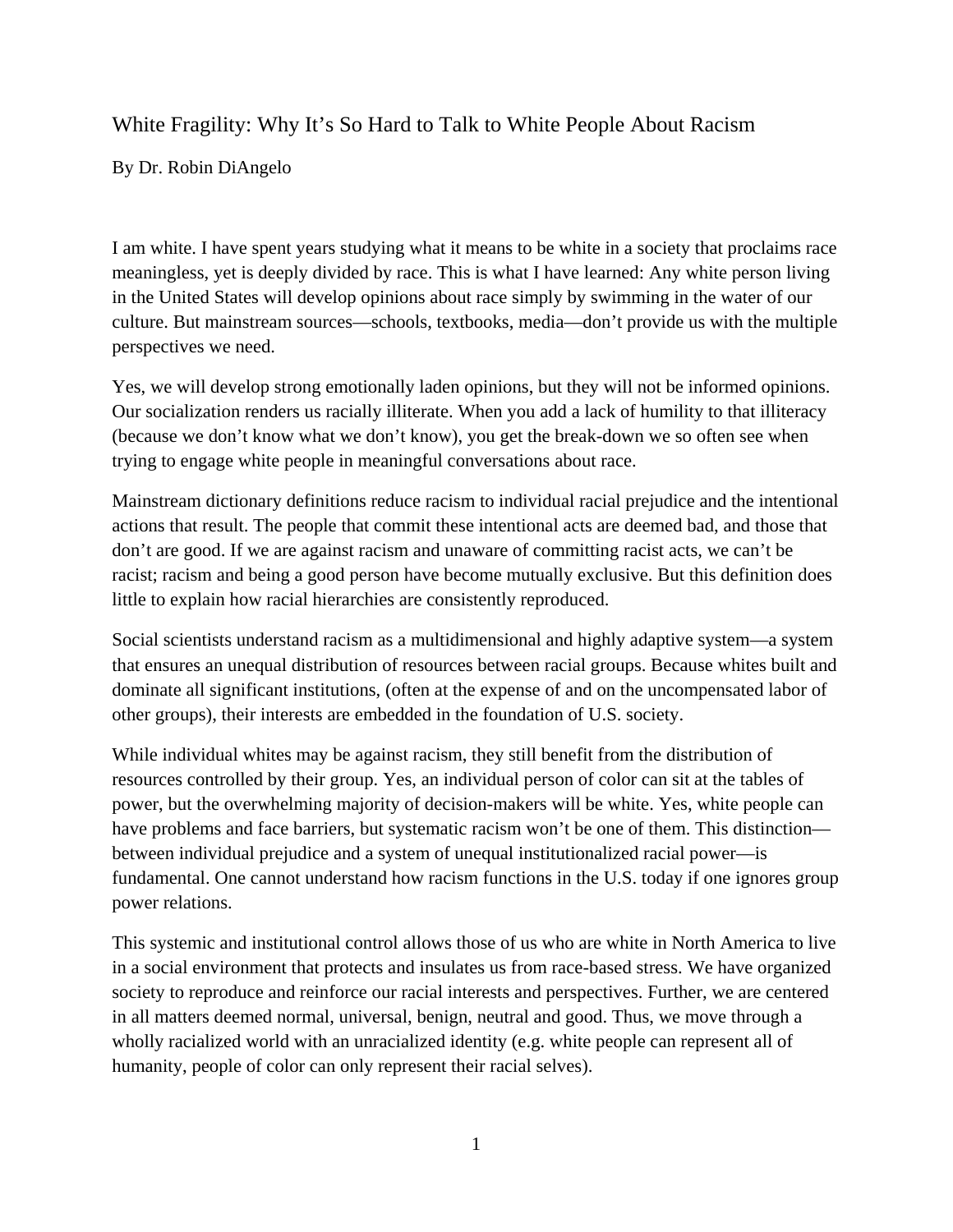# White Fragility: Why It's So Hard to Talk to White People About Racism

By Dr. Robin DiAngelo

I am white. I have spent years studying what it means to be white in a society that proclaims race meaningless, yet is deeply divided by race. This is what I have learned: Any white person living in the United States will develop opinions about race simply by swimming in the water of our culture. But mainstream sources—schools, textbooks, media—don't provide us with the multiple perspectives we need.

Yes, we will develop strong emotionally laden opinions, but they will not be informed opinions. Our socialization renders us racially illiterate. When you add a lack of humility to that illiteracy (because we don't know what we don't know), you get the break-down we so often see when trying to engage white people in meaningful conversations about race.

Mainstream dictionary definitions reduce racism to individual racial prejudice and the intentional actions that result. The people that commit these intentional acts are deemed bad, and those that don't are good. If we are against racism and unaware of committing racist acts, we can't be racist; racism and being a good person have become mutually exclusive. But this definition does little to explain how racial hierarchies are consistently reproduced.

Social scientists understand racism as a multidimensional and highly adaptive system—a system that ensures an unequal distribution of resources between racial groups. Because whites built and dominate all significant institutions, (often at the expense of and on the uncompensated labor of other groups), their interests are embedded in the foundation of U.S. society.

While individual whites may be against racism, they still benefit from the distribution of resources controlled by their group. Yes, an individual person of color can sit at the tables of power, but the overwhelming majority of decision-makers will be white. Yes, white people can have problems and face barriers, but systematic racism won't be one of them. This distinction—between individual prejudice and a system of unequal institutionalized racial power—is fundamental. One cannot understand how racism functions in the U.S. today if one ignores group power relations.

This systemic and institutional control allows those of us who are white in North America to live in a social environment that protects and insulates us from race-based stress. We have organized society to reproduce and reinforce our racial interests and perspectives. Further, we are centered in all matters deemed normal, universal, benign, neutral and good. Thus, we move through a wholly racialized world with an unracialized identity (e.g. white people can represent all of humanity, people of color can only represent their racial selves).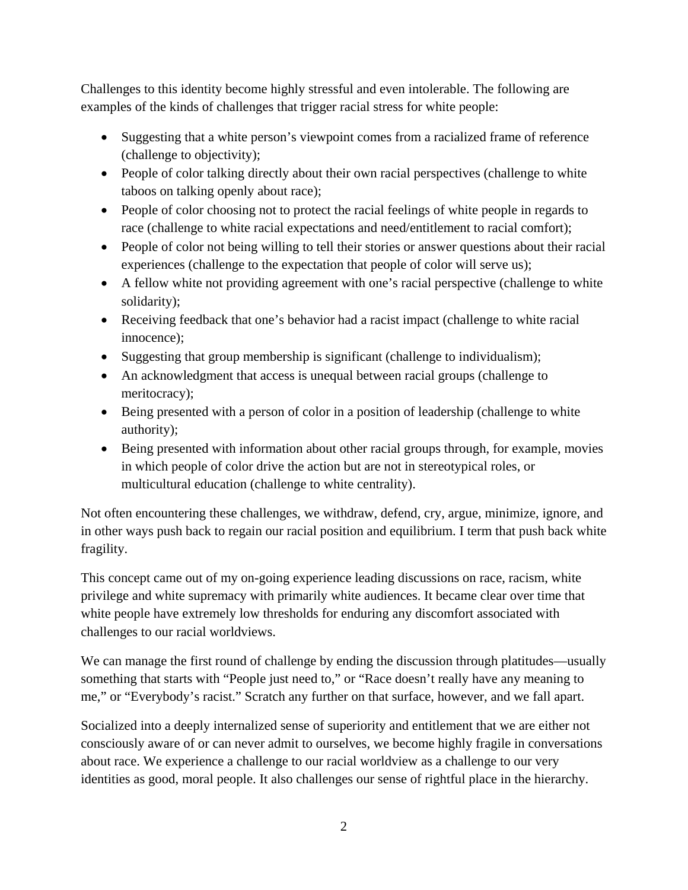Challenges to this identity become highly stressful and even intolerable. The following are examples of the kinds of challenges that trigger racial stress for white people:

- Suggesting that a white person's viewpoint comes from a racialized frame of reference (challenge to objectivity);
- People of color talking directly about their own racial perspectives (challenge to white taboos on talking openly about race);
- People of color choosing not to protect the racial feelings of white people in regards to race (challenge to white racial expectations and need/entitlement to racial comfort);
- People of color not being willing to tell their stories or answer questions about their racial experiences (challenge to the expectation that people of color will serve us);
- A fellow white not providing agreement with one's racial perspective (challenge to white solidarity);
- Receiving feedback that one's behavior had a racist impact (challenge to white racial innocence);
- Suggesting that group membership is significant (challenge to individualism);
- An acknowledgment that access is unequal between racial groups (challenge to meritocracy);
- Being presented with a person of color in a position of leadership (challenge to white authority);
- Being presented with information about other racial groups through, for example, movies in which people of color drive the action but are not in stereotypical roles, or multicultural education (challenge to white centrality).

Not often encountering these challenges, we withdraw, defend, cry, argue, minimize, ignore, and in other ways push back to regain our racial position and equilibrium. I term that push back white fragility.

This concept came out of my on-going experience leading discussions on race, racism, white privilege and white supremacy with primarily white audiences. It became clear over time that white people have extremely low thresholds for enduring any discomfort associated with challenges to our racial worldviews.

We can manage the first round of challenge by ending the discussion through platitudes—usually something that starts with "People just need to," or "Race doesn't really have any meaning to me," or "Everybody's racist." Scratch any further on that surface, however, and we fall apart.

Socialized into a deeply internalized sense of superiority and entitlement that we are either not consciously aware of or can never admit to ourselves, we become highly fragile in conversations about race. We experience a challenge to our racial worldview as a challenge to our very identities as good, moral people. It also challenges our sense of rightful place in the hierarchy.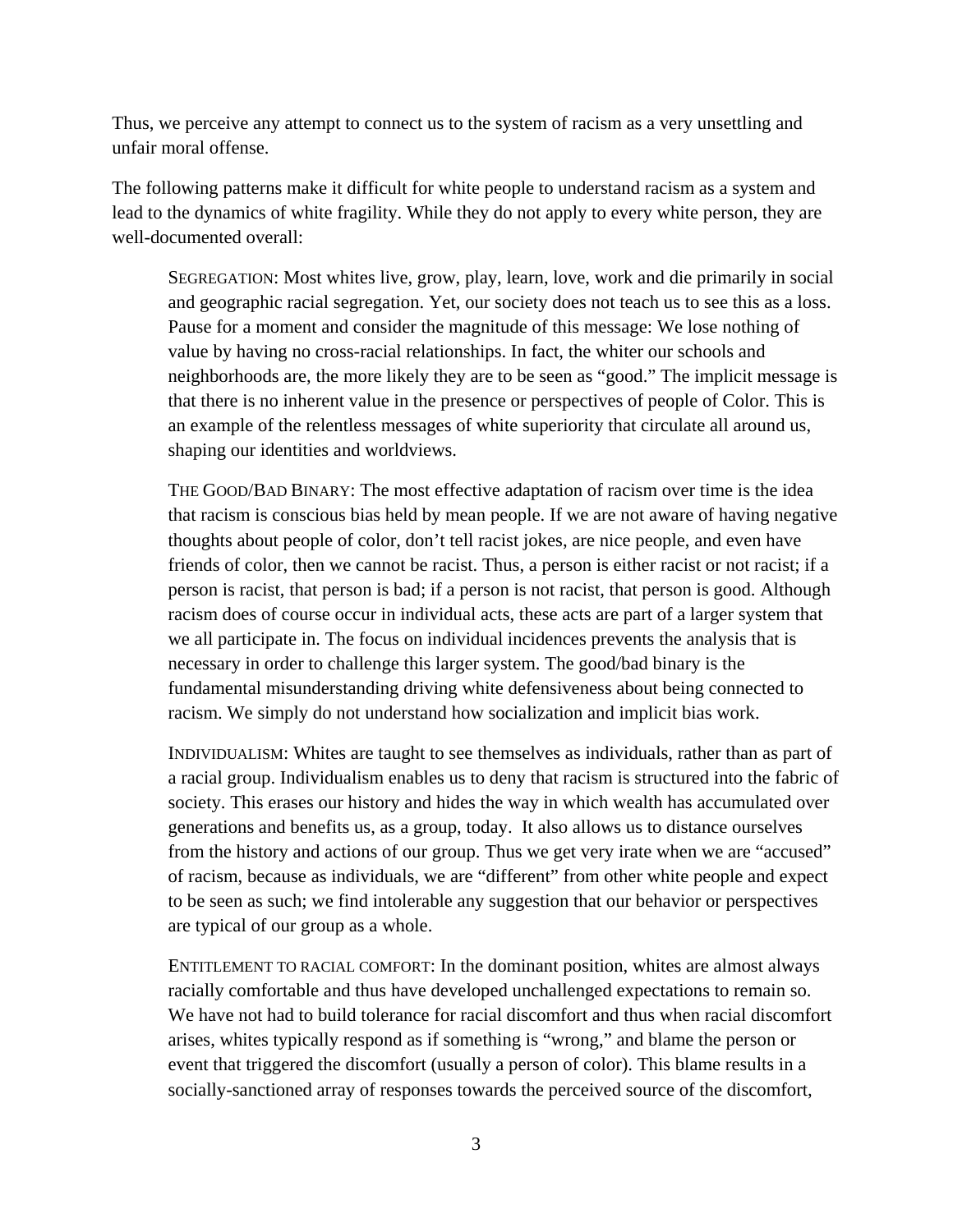Thus, we perceive any attempt to connect us to the system of racism as a very unsettling and unfair moral offense.

The following patterns make it difficult for white people to understand racism as a system and lead to the dynamics of white fragility. While they do not apply to every white person, they are well-documented overall:

> SEGREGATION: Most whites live, grow, play, learn, love, work and die primarily in social and geographic racial segregation. Yet, our society does not teach us to see this as a loss. Pause for a moment and consider the magnitude of this message: We lose nothing of value by having no cross-racial relationships. In fact, the whiter our schools and neighborhoods are, the more likely they are to be seen as "good." The implicit message is that there is no inherent value in the presence or perspectives of people of Color. This is an example of the relentless messages of white superiority that circulate all around us, shaping our identities and worldviews.
>
> THE GOOD/BAD BINARY: The most effective adaptation of racism over time is the idea that racism is conscious bias held by mean people. If we are not aware of having negative thoughts about people of color, don't tell racist jokes, are nice people, and even have friends of color, then we cannot be racist. Thus, a person is either racist or not racist; if a person is racist, that person is bad; if a person is not racist, that person is good. Although racism does of course occur in individual acts, these acts are part of a larger system that we all participate in. The focus on individual incidences prevents the analysis that is necessary in order to challenge this larger system. The good/bad binary is the fundamental misunderstanding driving white defensiveness about being connected to racism. We simply do not understand how socialization and implicit bias work.
>
> INDIVIDUALISM: Whites are taught to see themselves as individuals, rather than as part of a racial group. Individualism enables us to deny that racism is structured into the fabric of society. This erases our history and hides the way in which wealth has accumulated over generations and benefits us, as a group, today. It also allows us to distance ourselves from the history and actions of our group. Thus we get very irate when we are "accused" of racism, because as individuals, we are "different" from other white people and expect to be seen as such; we find intolerable any suggestion that our behavior or perspectives are typical of our group as a whole.
>
> ENTITLEMENT TO RACIAL COMFORT: In the dominant position, whites are almost always racially comfortable and thus have developed unchallenged expectations to remain so. We have not had to build tolerance for racial discomfort and thus when racial discomfort arises, whites typically respond as if something is "wrong," and blame the person or event that triggered the discomfort (usually a person of color). This blame results in a socially-sanctioned array of responses towards the perceived source of the discomfort,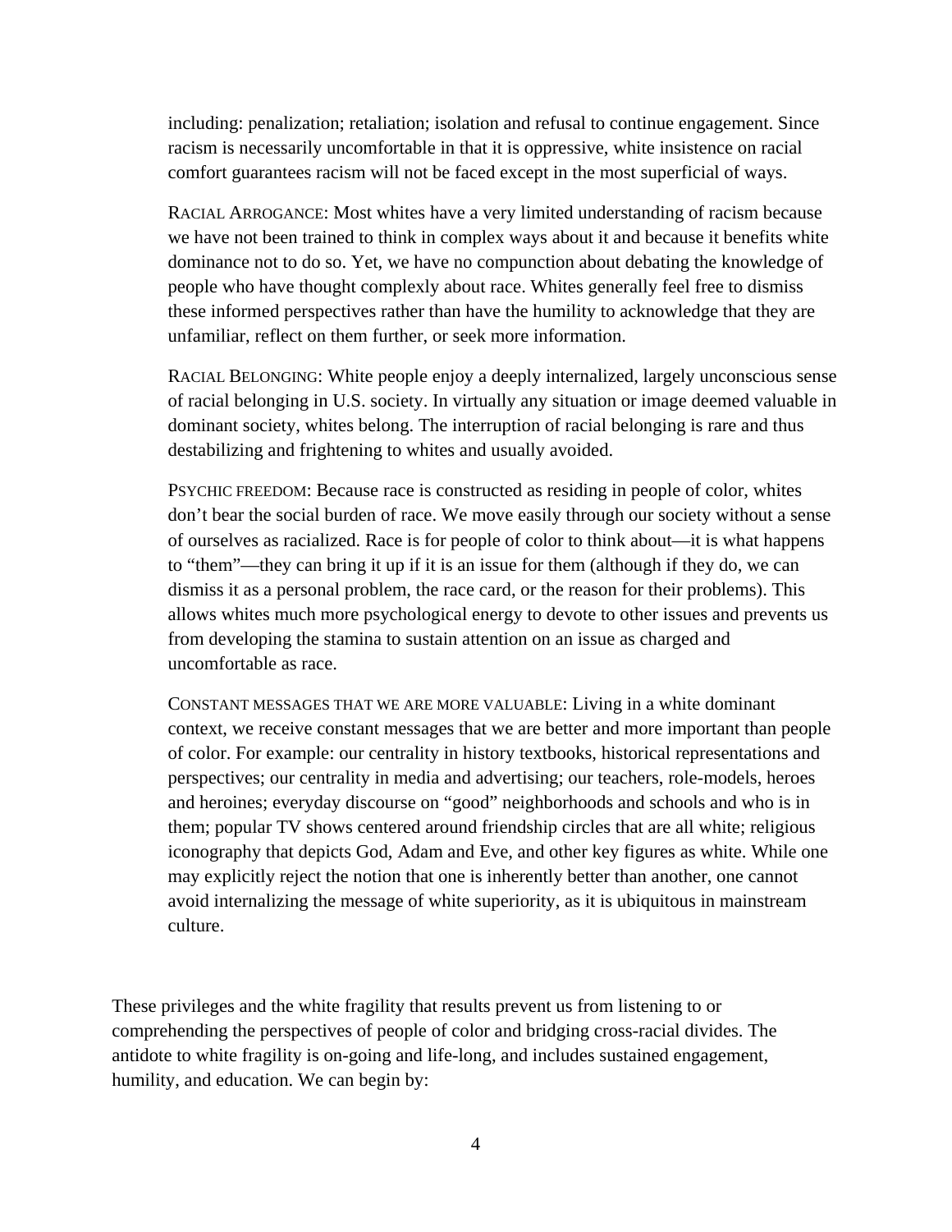including: penalization; retaliation; isolation and refusal to continue engagement. Since racism is necessarily uncomfortable in that it is oppressive, white insistence on racial comfort guarantees racism will not be faced except in the most superficial of ways.

RACIAL ARROGANCE: Most whites have a very limited understanding of racism because we have not been trained to think in complex ways about it and because it benefits white dominance not to do so. Yet, we have no compunction about debating the knowledge of people who have thought complexly about race. Whites generally feel free to dismiss these informed perspectives rather than have the humility to acknowledge that they are unfamiliar, reflect on them further, or seek more information.

RACIAL BELONGING: White people enjoy a deeply internalized, largely unconscious sense of racial belonging in U.S. society. In virtually any situation or image deemed valuable in dominant society, whites belong. The interruption of racial belonging is rare and thus destabilizing and frightening to whites and usually avoided.

PSYCHIC FREEDOM: Because race is constructed as residing in people of color, whites don't bear the social burden of race. We move easily through our society without a sense of ourselves as racialized. Race is for people of color to think about—it is what happens to "them"—they can bring it up if it is an issue for them (although if they do, we can dismiss it as a personal problem, the race card, or the reason for their problems). This allows whites much more psychological energy to devote to other issues and prevents us from developing the stamina to sustain attention on an issue as charged and uncomfortable as race.

CONSTANT MESSAGES THAT WE ARE MORE VALUABLE: Living in a white dominant context, we receive constant messages that we are better and more important than people of color. For example: our centrality in history textbooks, historical representations and perspectives; our centrality in media and advertising; our teachers, role-models, heroes and heroines; everyday discourse on "good" neighborhoods and schools and who is in them; popular TV shows centered around friendship circles that are all white; religious iconography that depicts God, Adam and Eve, and other key figures as white. While one may explicitly reject the notion that one is inherently better than another, one cannot avoid internalizing the message of white superiority, as it is ubiquitous in mainstream culture.

These privileges and the white fragility that results prevent us from listening to or comprehending the perspectives of people of color and bridging cross-racial divides. The antidote to white fragility is on-going and life-long, and includes sustained engagement, humility, and education. We can begin by: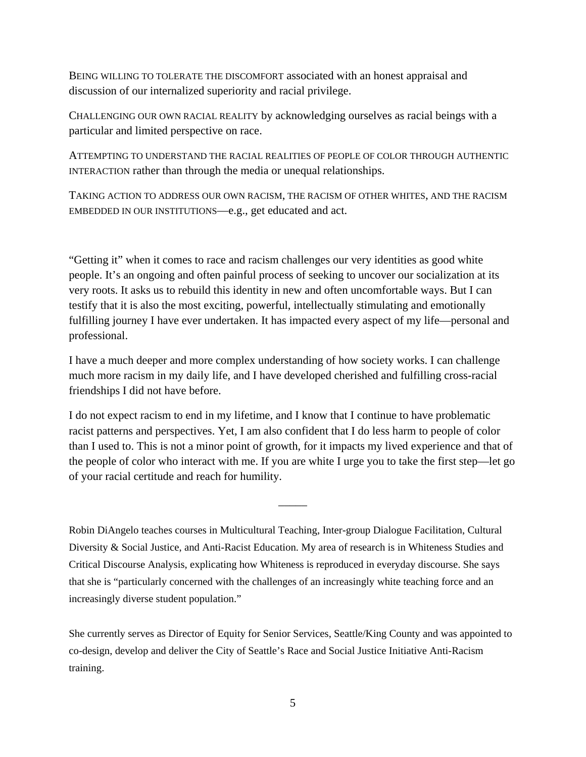BEING WILLING TO TOLERATE THE DISCOMFORT associated with an honest appraisal and discussion of our internalized superiority and racial privilege.

CHALLENGING OUR OWN RACIAL REALITY by acknowledging ourselves as racial beings with a particular and limited perspective on race.

ATTEMPTING TO UNDERSTAND THE RACIAL REALITIES OF PEOPLE OF COLOR THROUGH AUTHENTIC INTERACTION rather than through the media or unequal relationships.

TAKING ACTION TO ADDRESS OUR OWN RACISM, THE RACISM OF OTHER WHITES, AND THE RACISM EMBEDDED IN OUR INSTITUTIONS—e.g., get educated and act.

"Getting it" when it comes to race and racism challenges our very identities as good white people. It's an ongoing and often painful process of seeking to uncover our socialization at its very roots. It asks us to rebuild this identity in new and often uncomfortable ways. But I can testify that it is also the most exciting, powerful, intellectually stimulating and emotionally fulfilling journey I have ever undertaken. It has impacted every aspect of my life—personal and professional.

I have a much deeper and more complex understanding of how society works. I can challenge much more racism in my daily life, and I have developed cherished and fulfilling cross-racial friendships I did not have before.

I do not expect racism to end in my lifetime, and I know that I continue to have problematic racist patterns and perspectives. Yet, I am also confident that I do less harm to people of color than I used to. This is not a minor point of growth, for it impacts my lived experience and that of the people of color who interact with me. If you are white I urge you to take the first step—let go of your racial certitude and reach for humility.

\_\_\_\_\_

Robin DiAngelo teaches courses in Multicultural Teaching, Inter-group Dialogue Facilitation, Cultural Diversity & Social Justice, and Anti-Racist Education. My area of research is in Whiteness Studies and Critical Discourse Analysis, explicating how Whiteness is reproduced in everyday discourse. She says that she is "particularly concerned with the challenges of an increasingly white teaching force and an increasingly diverse student population."

She currently serves as Director of Equity for Senior Services, Seattle/King County and was appointed to co-design, develop and deliver the City of Seattle's Race and Social Justice Initiative Anti-Racism training.